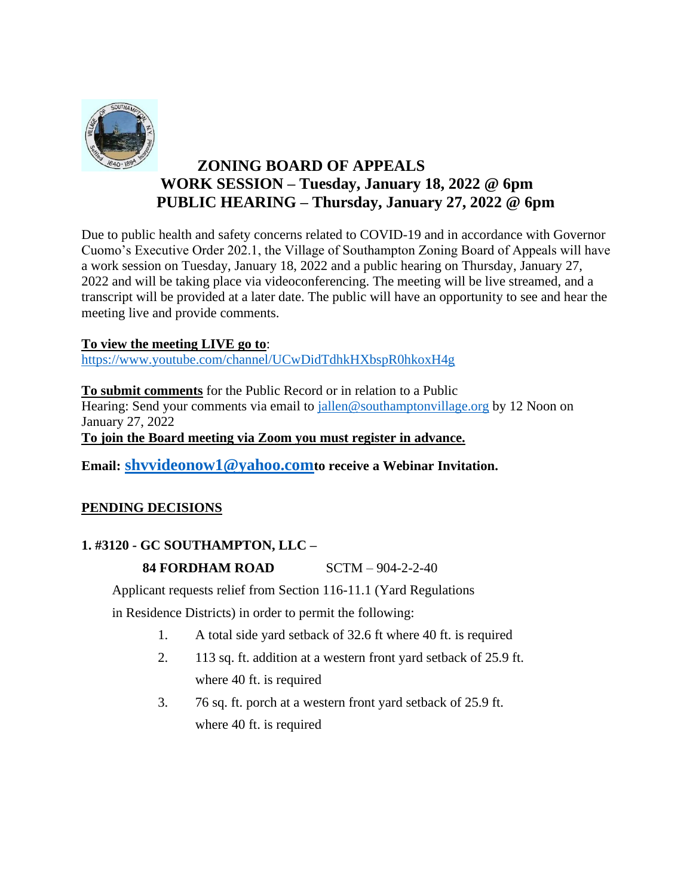# ZONING BOARD OF APPEALS

## WORK SESSION – Tuesday, January 18, 2022 @ 6pm

## PUBLIC HEARING – Thursday, January 27, 2022 @ 6pm

Due to public health and safety concerns related to COVID-19 and in accordance with Governor Cuomo's Executive Order 202.1, the Village of Southampton Zoning Board of Appeals will have a work session on Tuesday, January 18, 2022 and a public hearing on Thursday, January 27, 2022 and will be taking place via videoconferencing. The meeting will be live streamed, and a transcript will be provided at a later date. The public will have an opportunity to see and hear the meeting live and provide comments.

**To view the meeting LIVE go to**:
https://www.youtube.com/channel/UCwDidTdhkHXbspR0hkoxH4g

**To submit comments** for the Public Record or in relation to a Public Hearing: Send your comments via email to jallen@southamptonvillage.org by 12 Noon on January 27, 2022

**To join the Board meeting via Zoom you must register in advance.**

**Email: shvvideonow1@yahoo.com to receive a Webinar Invitation.**

**PENDING DECISIONS**

**1. #3120 - GC SOUTHAMPTON, LLC –**

**84 FORDHAM ROAD** SCTM – 904-2-2-40

Applicant requests relief from Section 116-11.1 (Yard Regulations in Residence Districts) in order to permit the following:

1. A total side yard setback of 32.6 ft where 40 ft. is required
2. 113 sq. ft. addition at a western front yard setback of 25.9 ft. where 40 ft. is required
3. 76 sq. ft. porch at a western front yard setback of 25.9 ft. where 40 ft. is required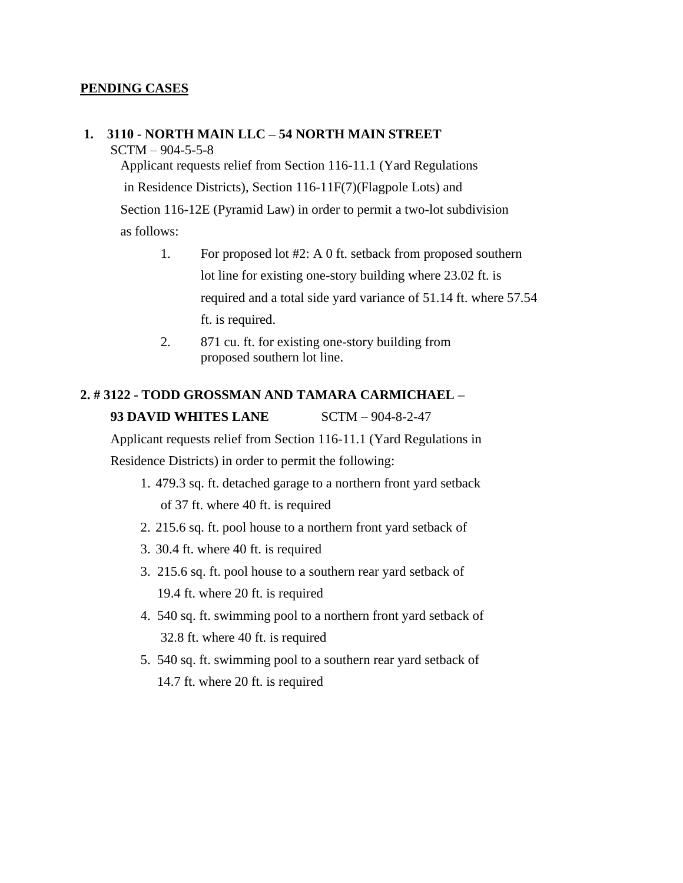**PENDING CASES**

**1. 3110 - NORTH MAIN LLC – 54 NORTH MAIN STREET**

SCTM – 904-5-5-8

Applicant requests relief from Section 116-11.1 (Yard Regulations in Residence Districts), Section 116-11F(7)(Flagpole Lots) and Section 116-12E (Pyramid Law) in order to permit a two-lot subdivision as follows:

1. For proposed lot #2: A 0 ft. setback from proposed southern lot line for existing one-story building where 23.02 ft. is required and a total side yard variance of 51.14 ft. where 57.54 ft. is required.
2. 871 cu. ft. for existing one-story building from proposed southern lot line.

**2. # 3122 - TODD GROSSMAN AND TAMARA CARMICHAEL – 93 DAVID WHITES LANE** SCTM – 904-8-2-47

Applicant requests relief from Section 116-11.1 (Yard Regulations in Residence Districts) in order to permit the following:

1. 479.3 sq. ft. detached garage to a northern front yard setback of 37 ft. where 40 ft. is required
2. 215.6 sq. ft. pool house to a northern front yard setback of
3. 30.4 ft. where 40 ft. is required
3. 215.6 sq. ft. pool house to a southern rear yard setback of 19.4 ft. where 20 ft. is required
4. 540 sq. ft. swimming pool to a northern front yard setback of 32.8 ft. where 40 ft. is required
5. 540 sq. ft. swimming pool to a southern rear yard setback of 14.7 ft. where 20 ft. is required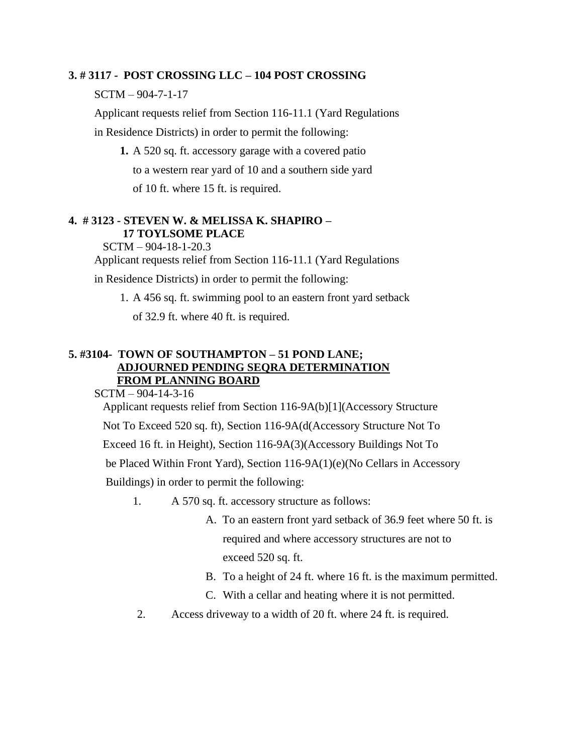**3. # 3117 - POST CROSSING LLC – 104 POST CROSSING**

SCTM – 904-7-1-17

Applicant requests relief from Section 116-11.1 (Yard Regulations in Residence Districts) in order to permit the following:

1. A 520 sq. ft. accessory garage with a covered patio to a western rear yard of 10 and a southern side yard of 10 ft. where 15 ft. is required.

**4. # 3123 - STEVEN W. & MELISSA K. SHAPIRO – 17 TOYLSOME PLACE**

SCTM – 904-18-1-20.3

Applicant requests relief from Section 116-11.1 (Yard Regulations in Residence Districts) in order to permit the following:

1. A 456 sq. ft. swimming pool to an eastern front yard setback of 32.9 ft. where 40 ft. is required.

**5. #3104- TOWN OF SOUTHAMPTON – 51 POND LANE; <u>ADJOURNED PENDING SEQRA DETERMINATION FROM PLANNING BOARD</u>**

SCTM – 904-14-3-16

Applicant requests relief from Section 116-9A(b)[1](Accessory Structure Not To Exceed 520 sq. ft), Section 116-9A(d(Accessory Structure Not To Exceed 16 ft. in Height), Section 116-9A(3)(Accessory Buildings Not To be Placed Within Front Yard), Section 116-9A(1)(e)(No Cellars in Accessory Buildings) in order to permit the following:

1. A 570 sq. ft. accessory structure as follows:
   - A. To an eastern front yard setback of 36.9 feet where 50 ft. is required and where accessory structures are not to exceed 520 sq. ft.
   - B. To a height of 24 ft. where 16 ft. is the maximum permitted.
   - C. With a cellar and heating where it is not permitted.
2. Access driveway to a width of 20 ft. where 24 ft. is required.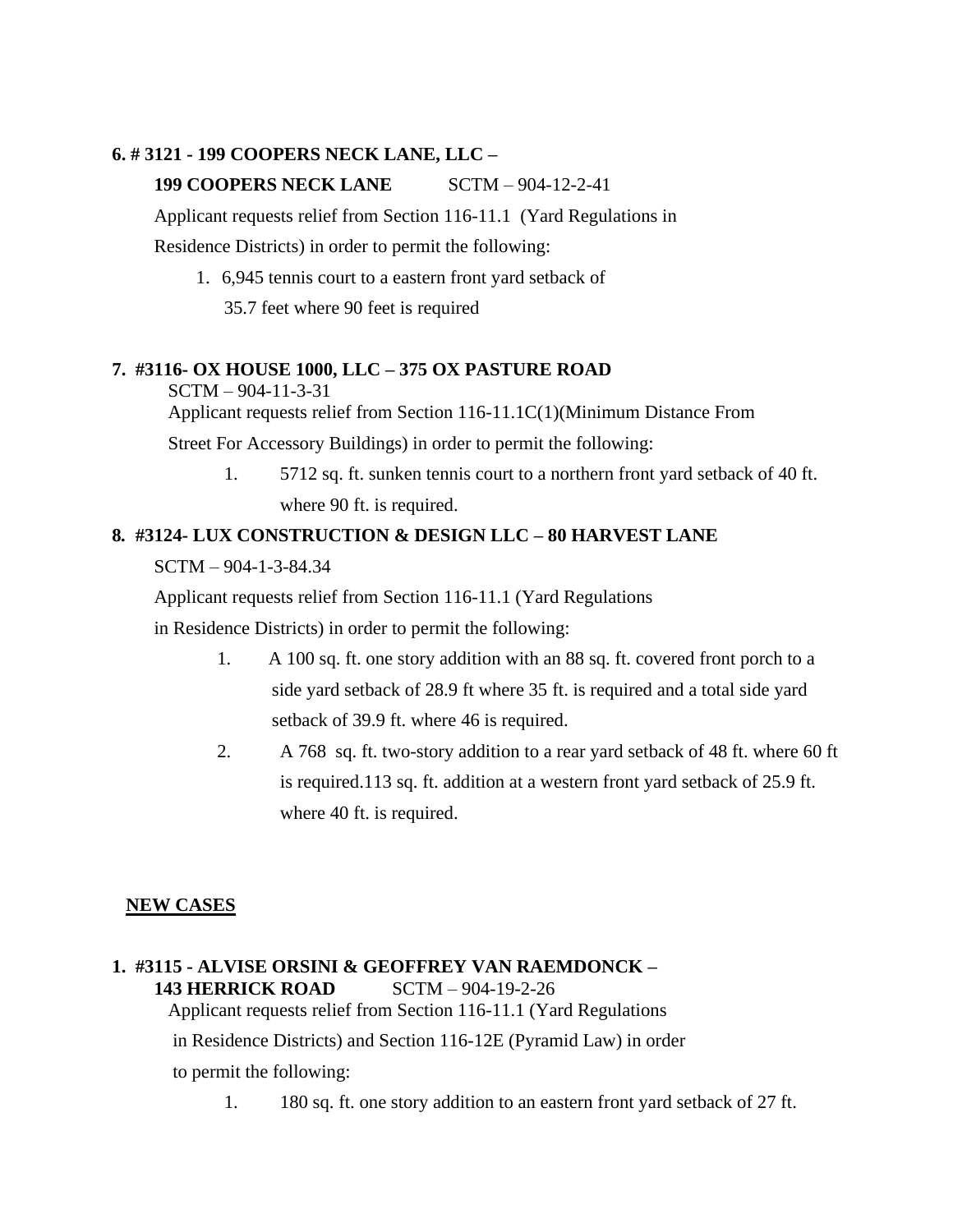**6. # 3121 - 199 COOPERS NECK LANE, LLC –**

**199 COOPERS NECK LANE** SCTM – 904-12-2-41

Applicant requests relief from Section 116-11.1 (Yard Regulations in Residence Districts) in order to permit the following:

1. 6,945 tennis court to a eastern front yard setback of 35.7 feet where 90 feet is required

**7. #3116- OX HOUSE 1000, LLC – 375 OX PASTURE ROAD**

SCTM – 904-11-3-31

Applicant requests relief from Section 116-11.1C(1)(Minimum Distance From Street For Accessory Buildings) in order to permit the following:

1. 5712 sq. ft. sunken tennis court to a northern front yard setback of 40 ft. where 90 ft. is required.

**8. #3124- LUX CONSTRUCTION & DESIGN LLC – 80 HARVEST LANE**

SCTM – 904-1-3-84.34

Applicant requests relief from Section 116-11.1 (Yard Regulations in Residence Districts) in order to permit the following:

1. A 100 sq. ft. one story addition with an 88 sq. ft. covered front porch to a side yard setback of 28.9 ft where 35 ft. is required and a total side yard setback of 39.9 ft. where 46 is required.
2. A 768 sq. ft. two-story addition to a rear yard setback of 48 ft. where 60 ft is required.113 sq. ft. addition at a western front yard setback of 25.9 ft. where 40 ft. is required.

**NEW CASES**

**1. #3115 - ALVISE ORSINI & GEOFFREY VAN RAEMDONCK –**
**143 HERRICK ROAD** SCTM – 904-19-2-26

Applicant requests relief from Section 116-11.1 (Yard Regulations in Residence Districts) and Section 116-12E (Pyramid Law) in order to permit the following:

1. 180 sq. ft. one story addition to an eastern front yard setback of 27 ft.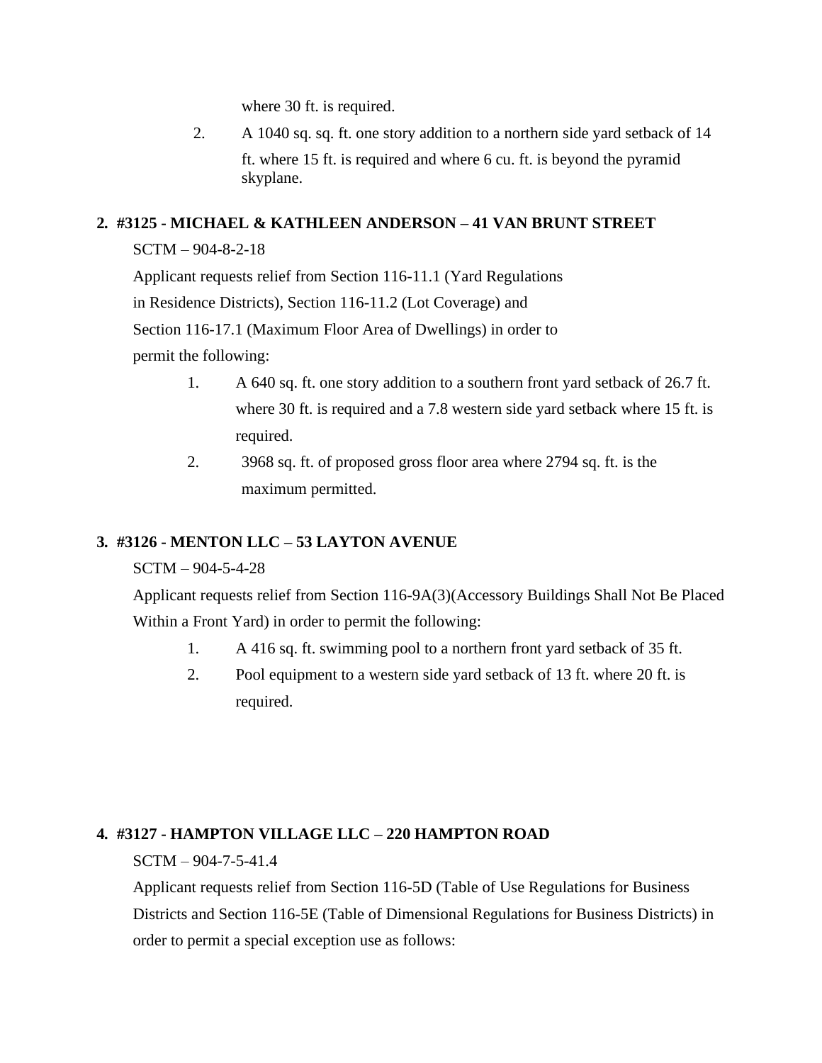where 30 ft. is required.

2. A 1040 sq. sq. ft. one story addition to a northern side yard setback of 14 ft. where 15 ft. is required and where 6 cu. ft. is beyond the pyramid skyplane.

**2. #3125 - MICHAEL & KATHLEEN ANDERSON – 41 VAN BRUNT STREET**

SCTM – 904-8-2-18

Applicant requests relief from Section 116-11.1 (Yard Regulations in Residence Districts), Section 116-11.2 (Lot Coverage) and Section 116-17.1 (Maximum Floor Area of Dwellings) in order to permit the following:

1. A 640 sq. ft. one story addition to a southern front yard setback of 26.7 ft. where 30 ft. is required and a 7.8 western side yard setback where 15 ft. is required.
2. 3968 sq. ft. of proposed gross floor area where 2794 sq. ft. is the maximum permitted.

**3. #3126 - MENTON LLC – 53 LAYTON AVENUE**

SCTM – 904-5-4-28

Applicant requests relief from Section 116-9A(3)(Accessory Buildings Shall Not Be Placed Within a Front Yard) in order to permit the following:

1. A 416 sq. ft. swimming pool to a northern front yard setback of 35 ft.
2. Pool equipment to a western side yard setback of 13 ft. where 20 ft. is required.

**4. #3127 - HAMPTON VILLAGE LLC – 220 HAMPTON ROAD**

SCTM – 904-7-5-41.4

Applicant requests relief from Section 116-5D (Table of Use Regulations for Business Districts and Section 116-5E (Table of Dimensional Regulations for Business Districts) in order to permit a special exception use as follows: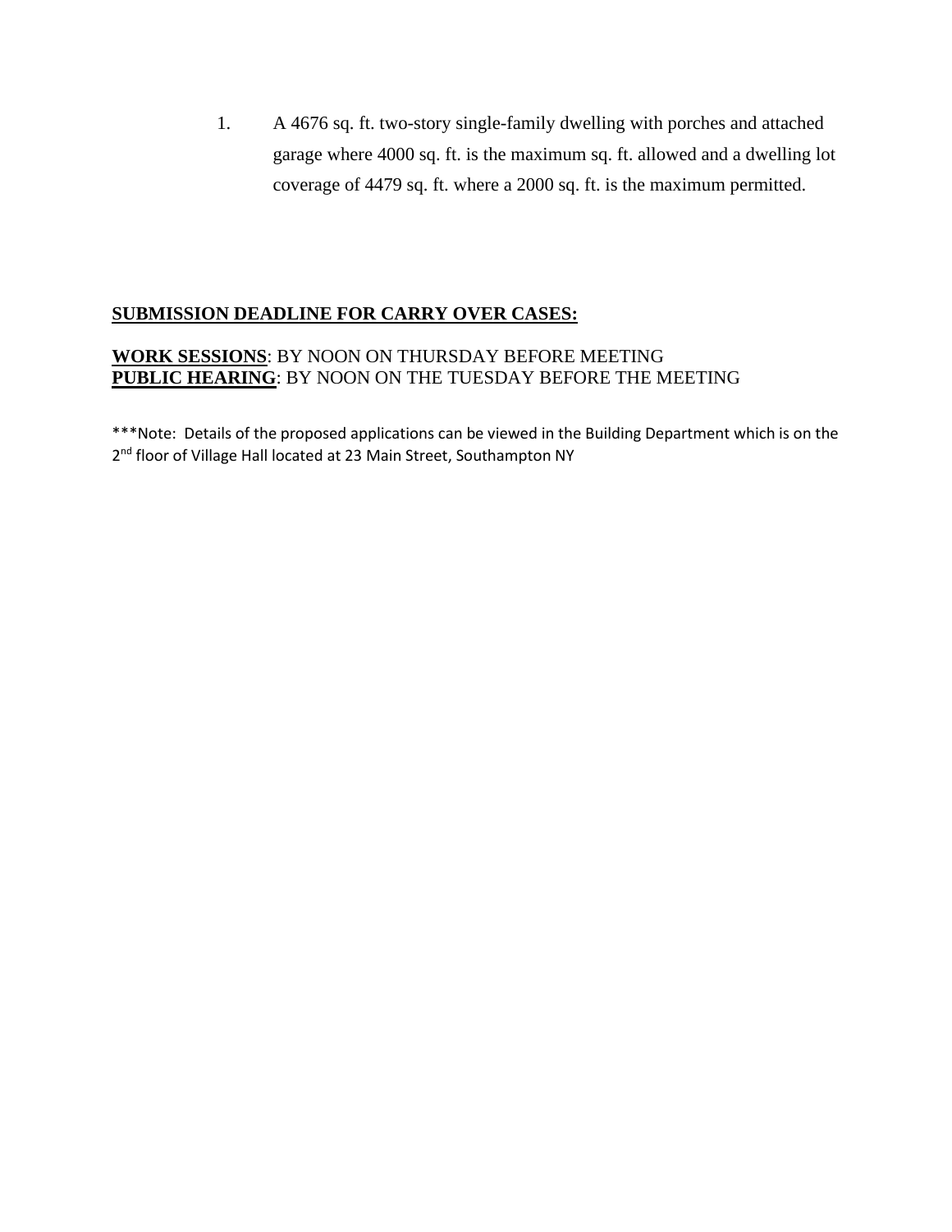1. A 4676 sq. ft. two-story single-family dwelling with porches and attached garage where 4000 sq. ft. is the maximum sq. ft. allowed and a dwelling lot coverage of 4479 sq. ft. where a 2000 sq. ft. is the maximum permitted.

**SUBMISSION DEADLINE FOR CARRY OVER CASES:**

**WORK SESSIONS**: BY NOON ON THURSDAY BEFORE MEETING
**PUBLIC HEARING**: BY NOON ON THE TUESDAY BEFORE THE MEETING

***Note: Details of the proposed applications can be viewed in the Building Department which is on the 2nd floor of Village Hall located at 23 Main Street, Southampton NY